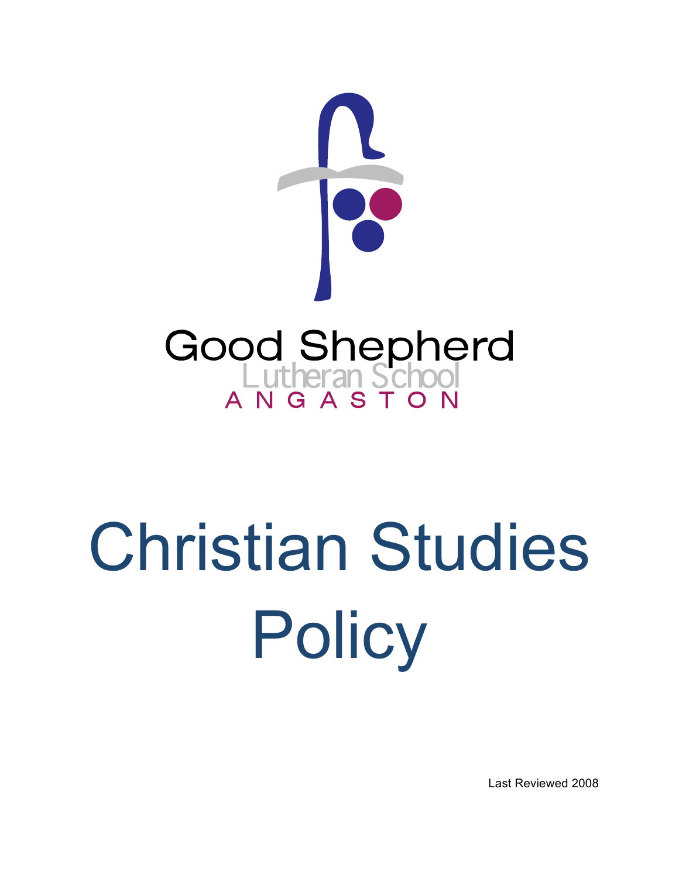Good Shepherd

Lutheran School

ANGASTON

# Christian Studies Policy

Last Reviewed 2008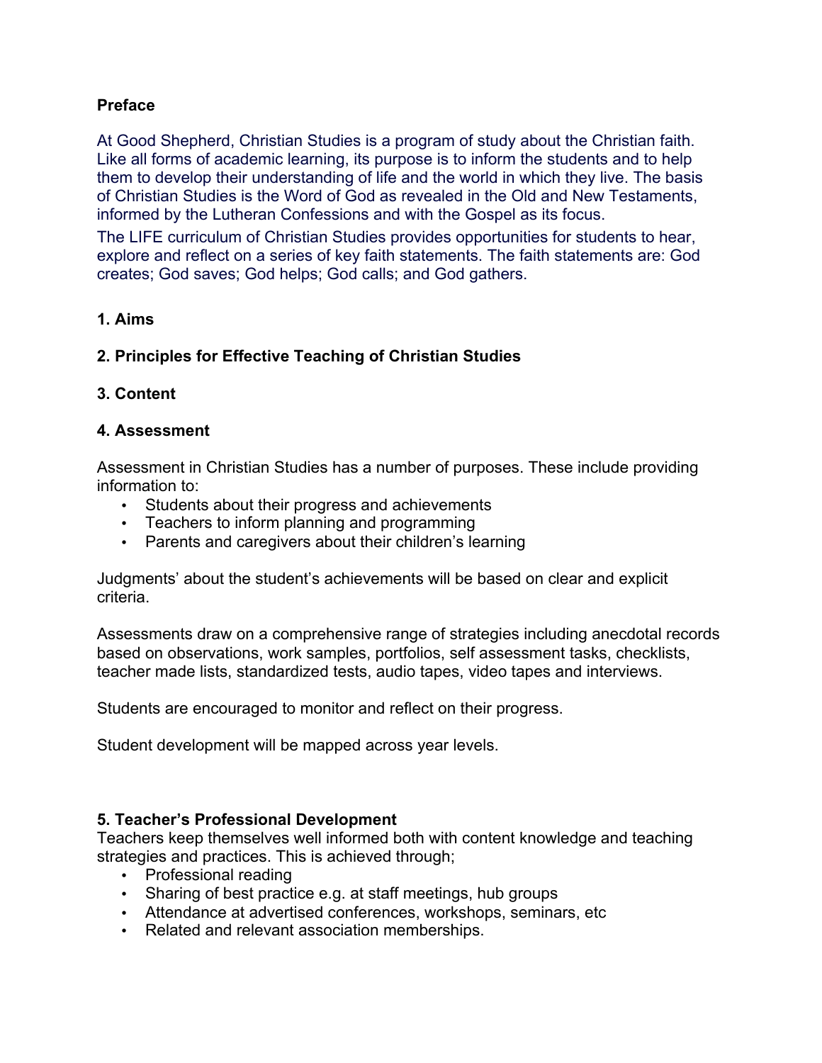**Preface**

At Good Shepherd, Christian Studies is a program of study about the Christian faith. Like all forms of academic learning, its purpose is to inform the students and to help them to develop their understanding of life and the world in which they live. The basis of Christian Studies is the Word of God as revealed in the Old and New Testaments, informed by the Lutheran Confessions and with the Gospel as its focus.

The LIFE curriculum of Christian Studies provides opportunities for students to hear, explore and reflect on a series of key faith statements. The faith statements are: God creates; God saves; God helps; God calls; and God gathers.

**1. Aims**

**2. Principles for Effective Teaching of Christian Studies**

**3. Content**

**4. Assessment**

Assessment in Christian Studies has a number of purposes. These include providing information to:

- Students about their progress and achievements
- Teachers to inform planning and programming
- Parents and caregivers about their children's learning

Judgments' about the student's achievements will be based on clear and explicit criteria.

Assessments draw on a comprehensive range of strategies including anecdotal records based on observations, work samples, portfolios, self assessment tasks, checklists, teacher made lists, standardized tests, audio tapes, video tapes and interviews.

Students are encouraged to monitor and reflect on their progress.

Student development will be mapped across year levels.

**5. Teacher's Professional Development**

Teachers keep themselves well informed both with content knowledge and teaching strategies and practices. This is achieved through;

- Professional reading
- Sharing of best practice e.g. at staff meetings, hub groups
- Attendance at advertised conferences, workshops, seminars, etc
- Related and relevant association memberships.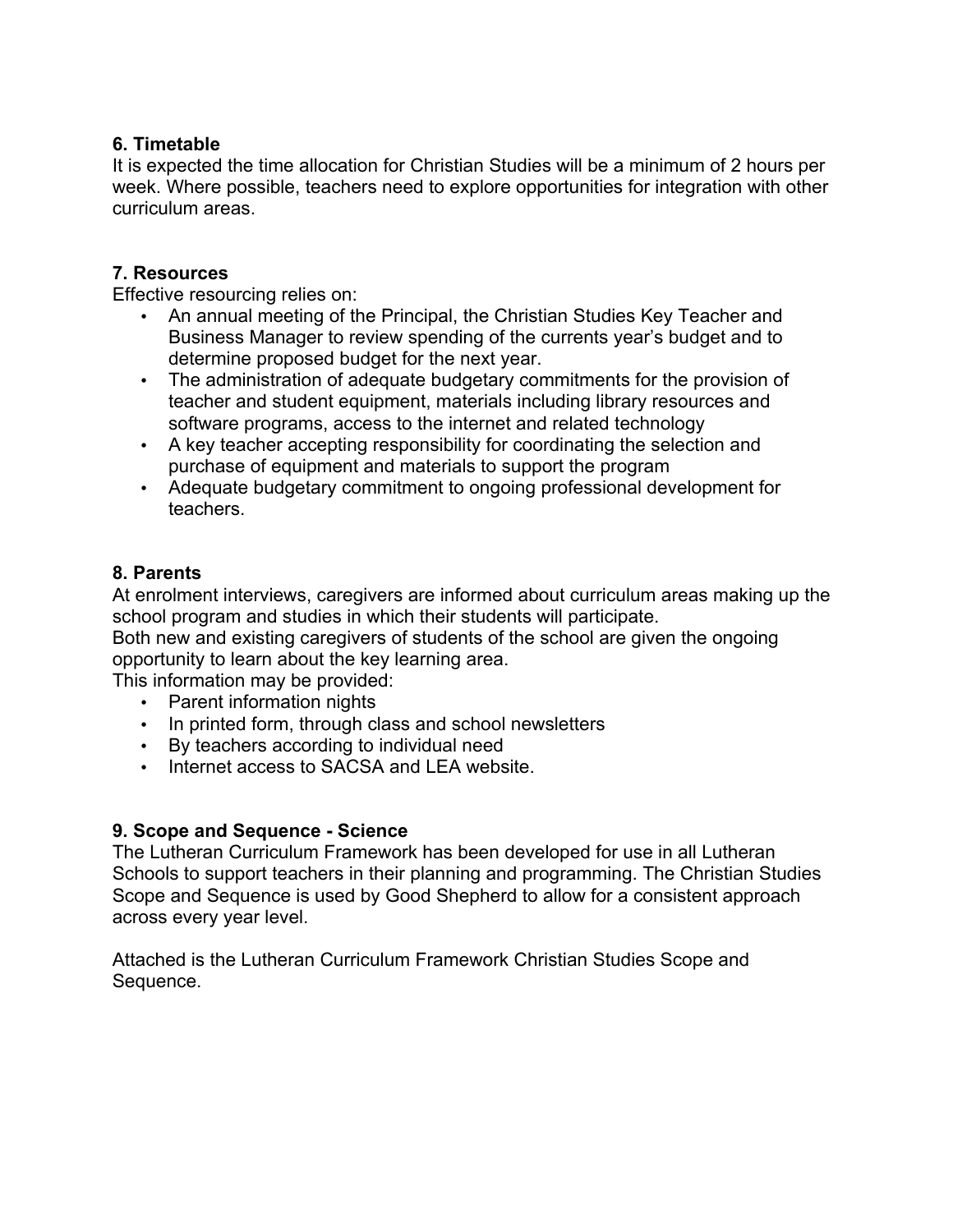**6. Timetable**

It is expected the time allocation for Christian Studies will be a minimum of 2 hours per week. Where possible, teachers need to explore opportunities for integration with other curriculum areas.

**7. Resources**

Effective resourcing relies on:

- An annual meeting of the Principal, the Christian Studies Key Teacher and Business Manager to review spending of the currents year's budget and to determine proposed budget for the next year.
- The administration of adequate budgetary commitments for the provision of teacher and student equipment, materials including library resources and software programs, access to the internet and related technology
- A key teacher accepting responsibility for coordinating the selection and purchase of equipment and materials to support the program
- Adequate budgetary commitment to ongoing professional development for teachers.

**8. Parents**

At enrolment interviews, caregivers are informed about curriculum areas making up the school program and studies in which their students will participate.
Both new and existing caregivers of students of the school are given the ongoing opportunity to learn about the key learning area.
This information may be provided:

- Parent information nights
- In printed form, through class and school newsletters
- By teachers according to individual need
- Internet access to SACSA and LEA website.

**9. Scope and Sequence - Science**

The Lutheran Curriculum Framework has been developed for use in all Lutheran Schools to support teachers in their planning and programming. The Christian Studies Scope and Sequence is used by Good Shepherd to allow for a consistent approach across every year level.

Attached is the Lutheran Curriculum Framework Christian Studies Scope and Sequence.